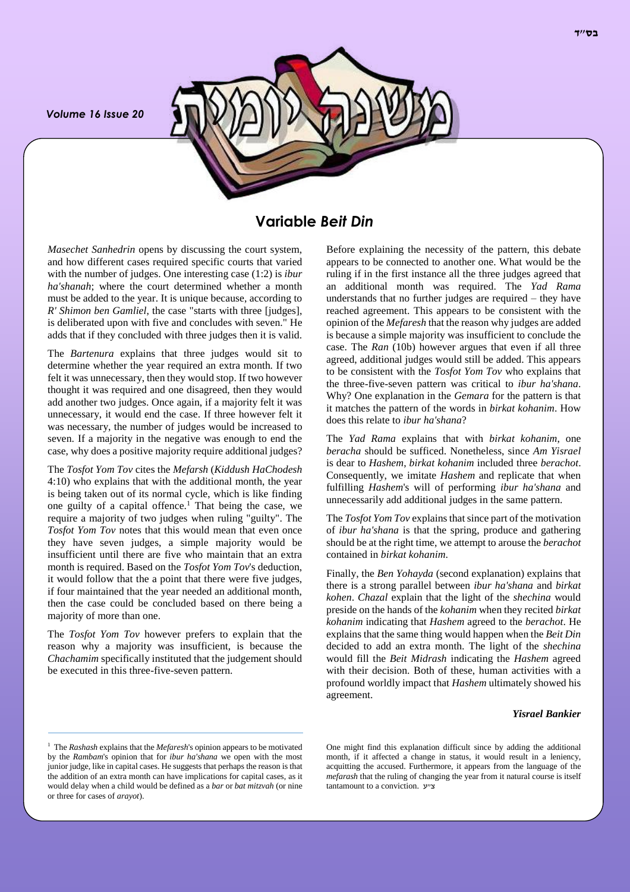# Variable *Beit Din*

*Masechet Sanhedrin* opens by discussing the court system, and how different cases required specific courts that varied with the number of judges. One interesting case (1:2) is *ibur ha'shanah*; where the court determined whether a month must be added to the year. It is unique because, according to *R' Shimon ben Gamliel*, the case "starts with three [judges], is deliberated upon with five and concludes with seven." He adds that if they concluded with three judges then it is valid.

The *Bartenura* explains that three judges would sit to determine whether the year required an extra month. If two felt it was unnecessary, then they would stop. If two however thought it was required and one disagreed, then they would add another two judges. Once again, if a majority felt it was unnecessary, it would end the case. If three however felt it was necessary, the number of judges would be increased to seven. If a majority in the negative was enough to end the case, why does a positive majority require additional judges?

The *Tosfot Yom Tov* cites the *Mefarsh* (*Kiddush HaChodesh* 4:10) who explains that with the additional month, the year is being taken out of its normal cycle, which is like finding one guilty of a capital offence.[1] That being the case, we require a majority of two judges when ruling "guilty". The *Tosfot Yom Tov* notes that this would mean that even once they have seven judges, a simple majority would be insufficient until there are five who maintain that an extra month is required. Based on the *Tosfot Yom Tov*'s deduction, it would follow that the a point that there were five judges, if four maintained that the year needed an additional month, then the case could be concluded based on there being a majority of more than one.

The *Tosfot Yom Tov* however prefers to explain that the reason why a majority was insufficient, is because the *Chachamim* specifically instituted that the judgement should be executed in this three-five-seven pattern.

Before explaining the necessity of the pattern, this debate appears to be connected to another one. What would be the ruling if in the first instance all the three judges agreed that an additional month was required. The *Yad Rama* understands that no further judges are required – they have reached agreement. This appears to be consistent with the opinion of the *Mefaresh* that the reason why judges are added is because a simple majority was insufficient to conclude the case. The *Ran* (10b) however argues that even if all three agreed, additional judges would still be added. This appears to be consistent with the *Tosfot Yom Tov* who explains that the three-five-seven pattern was critical to *ibur ha'shana*. Why? One explanation in the *Gemara* for the pattern is that it matches the pattern of the words in *birkat kohanim*. How does this relate to *ibur ha'shana*?

The *Yad Rama* explains that with *birkat kohanim*, one *beracha* should be sufficed. Nonetheless, since *Am Yisrael* is dear to *Hashem*, *birkat kohanim* included three *berachot*. Consequently, we imitate *Hashem* and replicate that when fulfilling *Hashem*'s will of performing *ibur ha'shana* and unnecessarily add additional judges in the same pattern.

The *Tosfot Yom Tov* explains that since part of the motivation of *ibur ha'shana* is that the spring, produce and gathering should be at the right time, we attempt to arouse the *berachot* contained in *birkat kohanim*.

Finally, the *Ben Yohayda* (second explanation) explains that there is a strong parallel between *ibur ha'shana* and *birkat kohen*. *Chazal* explain that the light of the *shechina* would preside on the hands of the *kohanim* when they recited *birkat kohanim* indicating that *Hashem* agreed to the *berachot*. He explains that the same thing would happen when the *Beit Din* decided to add an extra month. The light of the *shechina* would fill the *Beit Midrash* indicating the *Hashem* agreed with their decision. Both of these, human activities with a profound worldly impact that *Hashem* ultimately showed his agreement.

***Yisrael Bankier***

---

[1] The *Rashash* explains that the *Mefaresh*'s opinion appears to be motivated by the *Rambam*'s opinion that for *ibur ha'shana* we open with the most junior judge, like in capital cases. He suggests that perhaps the reason is that the addition of an extra month can have implications for capital cases, as it would delay when a child would be defined as a *bar* or *bat mitzvah* (or nine or three for cases of *arayot*).

One might find this explanation difficult since by adding the additional month, if it affected a change in status, it would result in a leniency, acquitting the accused. Furthermore, it appears from the language of the *mefarash* that the ruling of changing the year from it natural course is itself tantamount to a conviction. צ״ע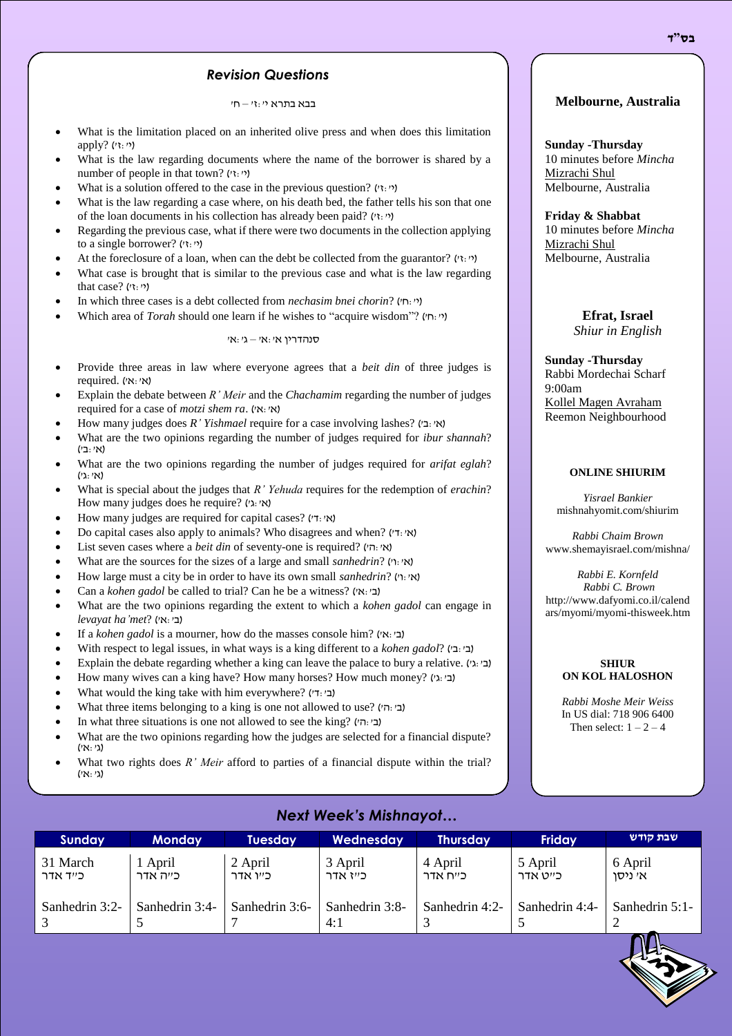## Revision Questions

בבא בתרא י':ז' – ח'

- What is the limitation placed on an inherited olive press and when does this limitation apply? (י':ז')
- What is the law regarding documents where the name of the borrower is shared by a number of people in that town? (י':ז')
- What is a solution offered to the case in the previous question? (י':ז')
- What is the law regarding a case where, on his death bed, the father tells his son that one of the loan documents in his collection has already been paid? (י':ז')
- Regarding the previous case, what if there were two documents in the collection applying to a single borrower? (י':ז')
- At the foreclosure of a loan, when can the debt be collected from the guarantor? (י':ז')
- What case is brought that is similar to the previous case and what is the law regarding that case? (י':ז')
- In which three cases is a debt collected from *nechasim bnei chorin*? (י':ח')
- Which area of *Torah* should one learn if he wishes to "acquire wisdom"? (י':ח')

סנהדרין א':א' – ג':א'

- Provide three areas in law where everyone agrees that a *beit din* of three judges is required. (א':א')
- Explain the debate between *R' Meir* and the *Chachamim* regarding the number of judges required for a case of *motzi shem ra*. (א':א')
- How many judges does *R' Yishmael* require for a case involving lashes? (א':ב')
- What are the two opinions regarding the number of judges required for *ibur shannah*? (א':ב')
- What are the two opinions regarding the number of judges required for *arifat eglah*? (א':ג')
- What is special about the judges that *R' Yehuda* requires for the redemption of *erachin*? How many judges does he require? (א':ג')
- How many judges are required for capital cases? (א':ד')
- Do capital cases also apply to animals? Who disagrees and when? (א':ד')
- List seven cases where a *beit din* of seventy-one is required? (א':ה')
- What are the sources for the sizes of a large and small *sanhedrin*? (א':ו')
- How large must a city be in order to have its own small *sanhedrin*? (א':ו')
- Can a *kohen gadol* be called to trial? Can he be a witness? (ב':א')
- What are the two opinions regarding the extent to which a *kohen gadol* can engage in *levayat ha'met*? (ב':א')
- If a *kohen gadol* is a mourner, how do the masses console him? (ב':א')
- With respect to legal issues, in what ways is a king different to a *kohen gadol*? (ב':ב')
- Explain the debate regarding whether a king can leave the palace to bury a relative. (ב':ג')
- How many wives can a king have? How many horses? How much money? (ב':ג')
- What would the king take with him everywhere? (ב':ד')
- What three items belonging to a king is one not allowed to use? (ב':ה')
- In what three situations is one not allowed to see the king? (ב':ה')
- What are the two opinions regarding how the judges are selected for a financial dispute? (ג':א')
- What two rights does *R' Meir* afford to parties of a financial dispute within the trial? (ג':א')

### Melbourne, Australia

**Sunday -Thursday**
10 minutes before *Mincha*
Mizrachi Shul
Melbourne, Australia

**Friday & Shabbat**
10 minutes before *Mincha*
Mizrachi Shul
Melbourne, Australia

### Efrat, Israel
*Shiur in English*

**Sunday -Thursday**
Rabbi Mordechai Scharf
9:00am
Kollel Magen Avraham
Reemon Neighbourhood

**ONLINE SHIURIM**

*Yisrael Bankier*
mishnahyomit.com/shiurim

*Rabbi Chaim Brown*
www.shemayisrael.com/mishna/

*Rabbi E. Kornfeld*
*Rabbi C. Brown*
http://www.dafyomi.co.il/calendars/myomi/myomi-thisweek.htm

**SHIUR ON KOL HALOSHON**

*Rabbi Moshe Meir Weiss*
In US dial: 718 906 6400
Then select: 1 – 2 – 4

## Next Week's Mishnayot…

| Sunday | Monday | Tuesday | Wednesday | Thursday | Friday | שבת קודש |
|---|---|---|---|---|---|---|
| 31 March<br>כ"ד אדר | 1 April<br>כ"ה אדר | 2 April<br>כ"ו אדר | 3 April<br>כ"ז אדר | 4 April<br>כ"ח אדר | 5 April<br>כ"ט אדר | 6 April<br>א' ניסן |
| Sanhedrin 3:2-3 | Sanhedrin 3:4-5 | Sanhedrin 3:6-7 | Sanhedrin 3:8-4:1 | Sanhedrin 4:2-3 | Sanhedrin 4:4-5 | Sanhedrin 5:1-2 |